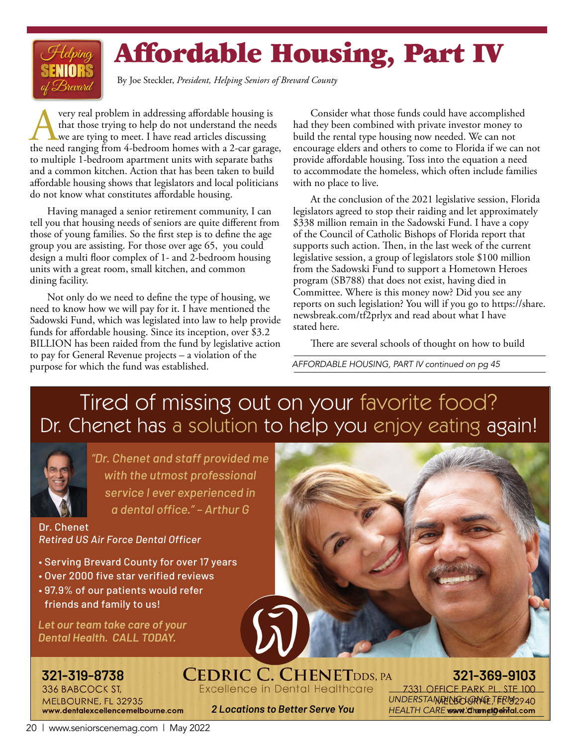Helping SENIORS of Brevard

# Affordable Housing, Part IV

By Joe Steckler, *President, Helping Seniors of Brevard County*

A very real problem in addressing affordable housing is that those trying to help do not understand the needs we are tying to meet. I have read articles discussing the need ranging from 4-bedroom homes with a 2-car garage, to multiple 1-bedroom apartment units with separate baths and a common kitchen. Action that has been taken to build affordable housing shows that legislators and local politicians do not know what constitutes affordable housing.

Having managed a senior retirement community, I can tell you that housing needs of seniors are quite different from those of young families. So the first step is to define the age group you are assisting. For those over age 65, you could design a multi floor complex of 1- and 2-bedroom housing units with a great room, small kitchen, and common dining facility.

Not only do we need to define the type of housing, we need to know how we will pay for it. I have mentioned the Sadowski Fund, which was legislated into law to help provide funds for affordable housing. Since its inception, over $3.2 BILLION has been raided from the fund by legislative action to pay for General Revenue projects – a violation of the purpose for which the fund was established.

Consider what those funds could have accomplished had they been combined with private investor money to build the rental type housing now needed. We can not encourage elders and others to come to Florida if we can not provide affordable housing. Toss into the equation a need to accommodate the homeless, which often include families with no place to live.

At the conclusion of the 2021 legislative session, Florida legislators agreed to stop their raiding and let approximately $338 million remain in the Sadowski Fund. I have a copy of the Council of Catholic Bishops of Florida report that supports such action. Then, in the last week of the current legislative session, a group of legislators stole $100 million from the Sadowski Fund to support a Hometown Heroes program (SB788) that does not exist, having died in Committee. Where is this money now? Did you see any reports on such legislation? You will if you go to https://share.newsbreak.com/tf2prlyx and read about what I have stated here.

There are several schools of thought on how to build

*AFFORDABLE HOUSING, PART IV continued on pg 45*

---

## Tired of missing out on your favorite food? Dr. Chenet has a solution to help you enjoy eating again!

*"Dr. Chenet and staff provided me with the utmost professional service I ever experienced in a dental office." – Arthur G*

Dr. Chenet
*Retired US Air Force Dental Officer*

- Serving Brevard County for over 17 years
- Over 2000 five star verified reviews
- 97.9% of our patients would refer friends and family to us!

*Let our team take care of your Dental Health. CALL TODAY.*

**CEDRIC C. CHENET** DDS, PA
Excellence in Dental Healthcare
*2 Locations to Better Serve You*

**321-319-8738**
336 BABCOCK ST,
MELBOURNE, FL 32935
www.dentalexcellencemelbourne.com

**321-369-9103**
7331 OFFICE PARK PL, STE 100
MELBOURNE, FL 32940
www.ChenetDental.com

*UNDERSTANDING LONG TERM HEALTH CARE continued on pg 47*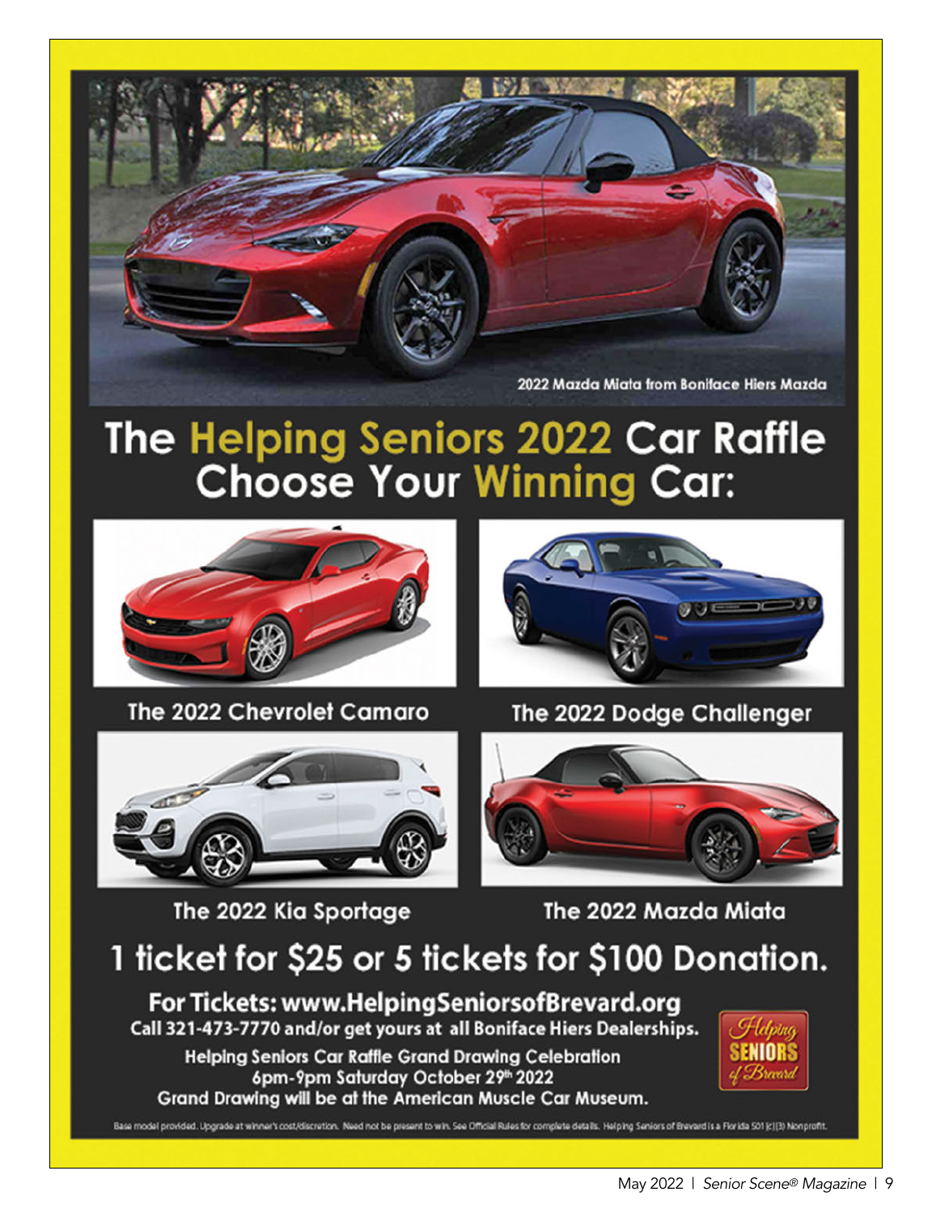2022 Mazda Miata from Boniface Hiers Mazda

# The Helping Seniors 2022 Car Raffle Choose Your Winning Car:

The 2022 Chevrolet Camaro

The 2022 Dodge Challenger

The 2022 Kia Sportage

The 2022 Mazda Miata

## 1 ticket for $25 or 5 tickets for $100 Donation.

**For Tickets: www.HelpingSeniorsofBrevard.org**

**Call 321-473-7770 and/or get yours at all Boniface Hiers Dealerships.**

**Helping Seniors Car Raffle Grand Drawing Celebration**
**6pm-9pm Saturday October 29th 2022**
**Grand Drawing will be at the American Muscle Car Museum.**

Helping SENIORS of Brevard

Base model provided. Upgrade at winner's cost/discretion. Need not be present to win. See Official Rules for complete details. Helping Seniors of Brevard is a Florida 501 (c)(3) Nonprofit.